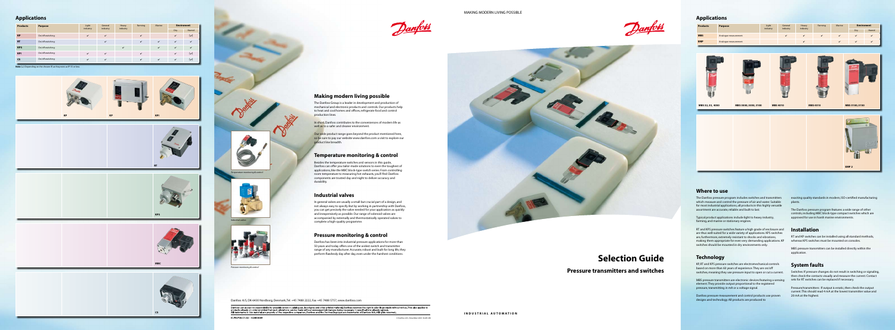## Applications

| Products | Purpose | Light industry | General industry | Heavy industry | Farming | Marine | Environment | |
|---|---|---|---|---|---|---|---|---|
| | | | | | | | Dry | Humid |
| KP | On/off switching | ✓ | ✓ | | ✓ | | ✓ | (✓) |
| RT | On/off switching | | ✓ | | ✓ | ✓ | ✓ | ✓ |
| KPS | On/off switching | | | ✓ | | ✓ | ✓ | ✓ |
| KPI | On/off switching | ✓ | ✓ | | ✓ | | ✓ | (✓) |
| CS | On/off switching | ✓ | ✓ | | ✓ | ✓ | ✓ | (✓) |

**Note:** (✓) Depending on the chosen IP as they exist as IP 55 or less

KP KP KPI

RT

KPS

MBC

CS

## Making modern living possible

The Danfoss Group is a leader in development and production of mechanical and electronic products and controls. Our products help to heat and cool homes and offices, refrigerate food and control production lines.

In short, Danfoss contributes to the conveniences of modern life as well as to a safer and cleaner environment.

Our wide product range goes beyond the product mentioned here, so be sure to pay our website www.danfoss.com a visit to explore our product line breadth.

## Temperature monitoring & control

Besides the temperature switches and sensors in this guide, Danfoss can offer you tailor-made solutions to even the toughest of applications, like the MBC block-type switch series. From controlling room temperature to measuring hot exhausts, you'll find Danfoss components are trusted day and night to deliver accuracy and durability.

## Industrial valves

In general valves are usually a small but crucial part of a design, and not always easy to specify but by working in partnership with Danfoss, you can get precisely the valve needed for your application as quickly and inexpensively as possible. Our range of solenoid valves are accompanied by externally and thermostatically operated valves to complete a high-quality programme.

## Pressure monitoring & control

Danfoss has been into industrial pressure applications for more than 50 years and today offers one of the widest switch and transmitter range of any manufacturer. Accurate, robust and built for long life, they perform flawlessly day after day, even under the harshest conditions.

Temperature monitoring & control

Industrial valves

Pressure monitoring & control

Danfoss A/S, DK-6430 Nordborg, Denmark, Tel: +45 7488 2222, Fax +45 7488 5757, www.danfoss.com

Danfoss can accept no responsibility for possible errors in catalogues, brochures and other printed material. Danfoss reserves the right to alter its products without notice. This also applies to products already on order provided that such alterations can be made without subsequential changes being necessary in specifications already agreed. All trademarks in this material are property of the respective companies. Danfoss and the Danfoss logotype are trademarks of Danfoss A/S. All rights reserved.

IC.PB.P00.C1.02 • 520B3089

MAKING MODERN LIVING POSSIBLE

INDUSTRIAL AUTOMATION

# Selection Guide

## Pressure transmitters and switches

## Applications

| Products | Purpose | Light industry | General industry | Heavy industry | Farming | Marine | Environment | |
|---|---|---|---|---|---|---|---|---|
| | | | | | | | Dry | Humid |
| MBS | Analogue measurement | | ✓ | ✓ | ✓ | ✓ | ✓ | ✓ |
| EMP | Analogue measurement | | | ✓ | | ✓ | ✓ | ✓ |

MBS 32, 33, 4000 | MBS 3000, 3050, 3100 | MBS 4010 | MBS 4510 | MBS 5100, 5150

EMP 2

## Where to use

The Danfoss pressure program includes switches and transmitters which measure and control the pressure of air and water. Suitable for most industrial applications, all products in this highly versatile assortment are accurate, reliable and built to last.

Typical product applications include light to heavy industry, farming, and marine or stationary engines.

RT and KPS pressure switches feature a high grade of enclosure and are thus well-suited for a wide variety of applications. KPS switches are, furthermore, extremely resistant to shocks and vibrations, making them appropriate for even very demanding applications. KP switches should be mounted in dry environments only.

## Technology

KP, RT and KPS pressure switches are electromechanical controls based on more than 60 years of experience. They are on/off switches, meaning they use pressure input to open or cut a current.

MBS pressure transmitters are electronic devices featuring a sensing element. They provide output proportional to the registered pressure, transmitting in mA or a voltage signal.

Danfoss pressure measurement and control products use proven designs and technology. All products are produced to exacting quality standards in modern, ISO-certified manufacturing plants.

The Danfoss pressure program features a wide range of other controls, including MBC block-type compact switches which are approved for use in harsh marine environments.

## Installation

RT and KP switches can be installed using all standard methods, whereas KPS switches must be mounted on consoles.

MBS pressure transmitters can be installed directly within the application.

## System faults

Switches: If pressure changes do not result in switching or signaling, then check the contacts visually and measure the current. Contact sets for RT switches can be replaced if necessary.

Pressure transmitters: If output is erratic, then check the output current. This should read 4 mA at the lowest transmitter value and 20 mA at the highest.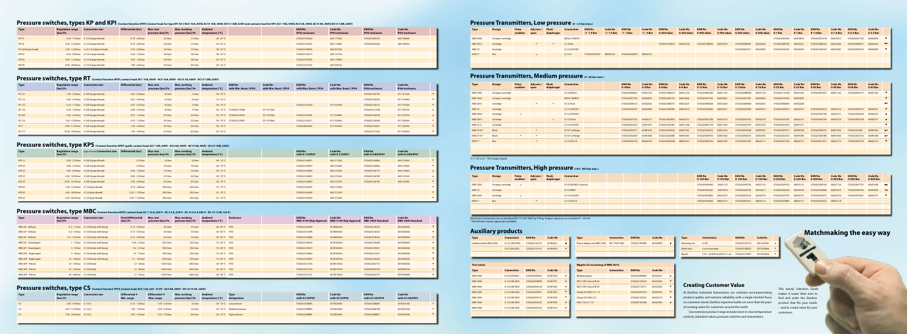## Pressure switches, types KP and KPI

(Contact function SPDT, Contact load: for type KP: AC1/AC3 16A, 400V, AC15 10A, 400V, DC13 12W, 220V and contacts load for KPI: AC1 10A, 440V, AC3 6A, 440V, AC15 4A, 440V, DC13 12W, 220V)

| Type | Regulation range [bar] Pe | Connection size | Differential [bar] | Max. test pressure [bar] Pe | Max. working pressure [bar] Pe | Ambient temperature [°C] | | EAN No IP33 enclosure | Code No IP33 enclosure | EAN No IP55 enclosure | Code No IP55 enclosure |
|---|---|---|---|---|---|---|---|---|---|---|---|
| KP 35 | -0.20 - 7.50 bar | G 1/4 A (pipe thread) | 0.70 - 4.00 bar | 22.0 bar | 17.0 bar | -40 - 65 °C | | 5702423166042 | 060-113366 | 5702423206359 | 060-538066 |
| KP 36 | 2.00 - 14.00 bar | G 1/4 A (pipe thread) | 0.70 - 4.00 bar | 22.0 bar | 17.0 bar | -40 - 65 °C | | 5702423166141 | 060-110866 | 5702423206366 | 060-538766 |
| KP 44 (Pump Guard) | 2.00 - 12.00 bar | 2 x G 1/4 A (pipe thread) | 0.70 - 4.00 bar | 22.0 bar | 17.0 bar | -40 - 65 °C | | 5702423168992 | 060-003166 | | |
| KPI 35 | -0.20 - 8.00 bar | G 1/4 A (pipe thread) | 0.40 - 1.50 bar | 18.0 bar | 18.0 bar | -40 - 65 °C | | 5702423166127 | 060-121166 | | |
| KPI 36 | 4.00 - 12.00 bar | G 1/4 A (pipe thread) | 0.50 - 1.60 bar | 18.0 bar | 18.0 bar | -40 - 65 °C | | 5702423166103 | 060-118966 | | |
| KPI 38 | 8.00 - 28.00 bar | G 1/4 A (pipe thread) | 1.80 - 6.00 bar | 30.0 bar | 30.0 bar | -40 - 65 °C | | 5702423167322 | 060-508166 | | |

## Pressure switches, type RT

(Contact function SPDT, contact load AC1 10A, 400V - AC3 4A, 400V - AC15 3A, 400V - DC13 12W, 230V)

| Type | Regulation range [bar] Pe | Connection size | Differential [bar] | Max. test pressure [bar] Pe | Max. working pressure [bar] Pe | Ambient temperature [°C] | EAN No with Min. Reset / IP54 | Code No with Min. Reset / IP54 | EAN No with Max. Reset / IP54 | Code No with Max. Reset / IP54 | EAN No IP66 enclosure | Code No IP66 enclosure | |
|---|---|---|---|---|---|---|---|---|---|---|---|---|---|
| RT 121 | -1.00 - 0.00 bar | G 3/8 A (pipe thread) | 0.09 - 0.50 bar | 8.0 bar | 7.0 bar | -50 - 70 °C | | | | | 5702423120793 | 017-524066 | • |
| RT 113 | 0.05 - 0.30 bar | G 3/8 A (pipe thread) | 0.01 - 0.05 bar | 0.5 bar | 0.4 bar | -50 - 70 °C | | | | | 5702423120916 | 017-519066 | • |
| RT 112 | 0.10 - 1.10 bar | G 3/8 A (pipe thread) | 0.07 - 0.15 bar | 8.0 bar | 7.0 bar | -50 - 70 °C | | | | | 5702423120220 | 017-519566 | • |
| RT 110 | 0.20 - 1.00 bar | G 3/8 A (pipe thread) | 0.08 - 0.25 bar | 8.0 bar | 7.0 bar | -50 - 70 °C | 5702423119608 | 017-511366 | | | 5702423121338 | 017-529166 | • |
| RT 200 | 0.20 - 6.00 bar | G 3/8 A (pipe thread) | 0.25 - 1.20 bar | 22.0 bar | 22.0 bar | -50 - 70 °C | | | 5702423120933 | 017-520966 | 5702423120918 | 017-523766 | • |
| RT 116 | 1.00 - 10.00 bar | G 3/8 A (pipe thread) | 0.30 - 1.30 bar | 22.0 bar | 22.0 bar | -50 - 70 °C | 5702423120980 | 017-519966 | 5702423120611 | 017-524366 | 5702423120665 | 017-520566 | • |
| RT 5 | 4.00 - 17.00 bar | G 3/8 A (pipe thread) | 1.20 - 4.00 bar | 22.0 bar | 22.0 bar | -50 - 70 °C | | | | | 5702423045324 | 017-523766 | • |
| RT 117 | 10.00 - 30.00 bar | G 3/8 A (pipe thread) | 1.00 - 4.00 bar | 47.0 bar | 42.0 bar | -50 - 70 °C | | | | | 5702423121362 | 017-529566 | • |

## Pressure switches, type KPS

(Contact function SPDT (gold), contact load: AC1 10A, 400V - AC3 6A, 400V - AC15 4A, 400V - DC13 12W, 220V)

| Type | Regulation range [bar] Pe | Connection size | Differential [bar] | Max. working pressure [bar] Pe | Max. test pressure [bar] Pe | Ambient temperature [°C] | EAN No with G 1/4 IP67 | Code No with G 1/4 IP67 | EAN No with G 3/8 IP67 | Code No with G 3/8 IP67 |
|---|---|---|---|---|---|---|---|---|---|---|
| KPS 31 | 0.00 - 2.50 bar | G 3/8 A (pipe thread) | 0.1 bar | 6.0 bar | 6.0 bar | -40 - 70 °C | 5702423166811 | 060-311066 | 5702423166864 | 060-310866 |
| KPS 33 | 0.00 - 2.50 bar | G 3/8 A (pipe thread) | 0.2 bar | 10.0 bar | 10.0 bar | -40 - 70 °C | 5702423166819 | 060-310966 | 5702423166802 | 060-310466 |
| KPS 35 | 0.00 - 8.00 bar | G 3/8 A (pipe thread) | 0.40 - 1.50 bar | 12.0 bar | 12.0 bar | -40 - 70 °C | 5702423166820 | 060-310066 | 5702423166772 | 060-310766 |
| KPS 37 | 4.00 - 12.00 bar | G 3/8 A (pipe thread) | 0.80 - 2.00 bar | 27.0 bar | 27.0 bar | -40 - 70 °C | 5702423166835 | 060-315366 | 5702423166789 | 060-310166 |
| KPS 39 | 10.00 - 35.00 bar | G 3/8 A (pipe thread) | 2.00 - 6.00 bar | 35.0 bar | 45.0 bar | -40 - 70 °C | 5702423166860 | 060-310566 | 5702423166796 | 060-316266 |
| KPS 43 | 1.00 - 10.00 bar | G 1/2 (pipe thread) | 0.70 - 2.80 bar | 180.0 bar | 120.0 bar | -25 - 70 °C | 5702423166952 | 060-312266 | | |
| KPS 45 | 4.00 - 40.00 bar | G 1/2 (pipe thread) | 2.20 - 11.00 bar | 180.0 bar | 120.0 bar | -25 - 70 °C | 5702423166969 | 060-313166 | | |
| KPS 47 | 8.00 - 60.00 bar | G 1/2 (pipe thread) | 5.50 - 17.00 bar | 180.0 bar | 120.0 bar | -25 - 70 °C | 5702423166976 | 060-313766 | | |

## Pressure switches, type MBC

(Contact function SPDT, contact load: AC 16 A, 250 V - AC 3 0.5, 250 V - AC 15 0.5 A 250 V - DC 13 12 W, 125 V)

| Type | Regulation range [bar] Pe | Connection size | Fixed Differential [bar] Pe | Max. test pressure [bar] Pe | Max. working pressure [bar] Pe | Ambient temperature [°C] | Enclosure | EAN No MBC 5100 Ship Approval | Code No MBC 5100 Ship Approval | EAN No MBC 5000 Standard | Code No MBC 5000 Standard |
|---|---|---|---|---|---|---|---|---|---|---|---|
| MBC (LP - Bellow) | -0.2 - 1.0 bar | G 1/4 female with flange | 0.15 - 0.60 bar | 30.0 bar | 15.0 bar | -40 - 85 °C | IP65 | 5702423238930 | 061B800066 | 5702423238332 | 061B200066 |
| MBC (LP - Bellow) | 0.2 - 4.0 bar | G 1/4 female with flange | 0.15 - 0.60 bar | 30.0 bar | 15.0 bar | -40 - 85 °C | IP65 | 5702423216909 | 061B800266 | 5702423238325 | 061B200266 |
| MBC (LP - Bellow) | 0.2 - 10.0 bar | G 1/4 female with flange | 0.15 - 0.60 bar | 30.0 bar | 15.0 bar | -40 - 85 °C | IP65 | 5702423238480 | 061B800466 | 5702423238343 | 061B200466 |
| MBC (LP - Diaphragm) | 1 - 10 bar | G 1/4 female with flange | 0.30 - 2.0 bar | 300.0 bar | 150.0 bar | -10 - 85 °C | IP65 | 5702423238468 | 061B810066 | 5702423238350 | 061B210066 |
| MBC (LP - Diaphragm) | 5 - 20 bar | G 1/4 female with flange | 0.4 - 2.5 bar | 300.0 bar | 150.0 bar | -10 - 85 °C | IP65 | 5702423238475 | 061B810266 | 5702423238431 | 061B210266 |
| MBC (HP - Diaphragm) | 5 - 60 bar | G 1/4 female with flange | 1.0 - 7.0 bar | 300.0 bar | 150.0 bar | -10 - 85 °C | IP65 | 5702423238444 | 061B810466 | 5702423219272 | 061B210466 |
| MBC (HP - Diaphragm) | 10 - 120 bar | G 1/4 female with flange | 1.7 - 14.0 bar | 300.0 bar | 150.0 bar | -10 - 85 °C | IP65 | 5702423238222 | 061B810666 | 5702423238420 | 061B210666 |
| MBC (HP - Piston) | 10 - 150 bar | G 1/4 female | 12 - 50 bar | 1200 bar | 600.0 bar | -40 - 85 °C | IP65 | 5702423252315 | 061B830066 | 5702423282727 | 061B830266 |
| MBC (HP - Piston) | 25 - 250 bar | G 1/4 female | 12 - 50 bar | 1200 bar | 600.0 bar | -40 - 85 °C | IP65 | 5702423252292 | 061B831066 | 5702423282728 | 061B830166 |
| MBC (HP - Piston) | 40 - 400 bar | G 1/4 female | 12 - 50 bar | 1200 bar | 600.0 bar | -40 - 85 °C | IP65 | 5702423252797 | 061B832066 | 5702423286337 | 061B832066 |

## Pressure switches, type CS

(Contact function TPST, Contact load: AC3 12A, 220 - 415V - AC3 9A, 400V - DC13 (12A, 220V))

| Type | Regulation range [bar] Pe | Connection size | Differential P Min. range | Differential P Max. range | Max. working pressure [bar] Pe | Ambient temperature [°C] | Type designation | EAN No with G1/8 IP43 | Code No with G1/8 IP43 | EAN No with G1/2A IP55 | Code No with G1/2A IP55 |
|---|---|---|---|---|---|---|---|---|---|---|---|
| CS | 2.00 - 6.00 bar | G 1/2 A | 0.70 - 1.50 bar | 1.00 - 2.00 bar | 6.0 bar | -20 - 70 °C | Low pressure | 5702423208865 | 031E024066 | 5702423208885 | 031E021066 |
| CS | 4.00 - 12.00 bar | G 1/2 A | 1.00 - 1.50 bar | 2.00 - 4.00 bar | 12.0 bar | -20 - 70 °C | Medium pressure | 5702423208860 | 031E023066 | 5702423208768 | 031E022066 |
| CS | 7.00 - 20.00 bar | G 1/2 A | 2.00 - 3.50 bar | 3.50 - 7.00 bar | 20.0 bar | -20 - 70 °C | High pressure | 5702423208885 | 031E024066 | 5702423208821 | 031E025066 |

## Pressure Transmitters, Low pressure (0 - 2.5 bar max.)

| Type | Design | Pulse snubber | Adj zero / span | Flush diaphragm | Connection | EAN No -1 - 1.5 Bar | Code No -1 - 1.5 Bar | EAN No -1 - 0 Bar | Code No -1 - 0 Bar | EAN No 0-250 mbar | Code No 0-250 mbar | EAN No 0-400 mbar | Code No 0-400 mbar | EAN No 0-600 mbar | Code No 0-600 mbar | EAN No 0-1 Bar | Code No 0-1 Bar | EAN No 0-1.6 Bar | Code No 0-1.6 Bar | EAN No 0-2.5 Bar | Code No 0-2.5 Bar | |
|---|---|---|---|---|---|---|---|---|---|---|---|---|---|---|---|---|---|---|---|---|---|---|
| MBS 1900 | Compact cartridge | | | | M20x1.5 EN 837 | | | | | | | | | | | 5702423201493 | 064G8037 | 5702423201518 | 064G8038 | 5702423201525 | 064G8039 | • |
| MBS 4010 | Cartridge | | ✓ | ✓ | G 1 Flush | | | | | 5702423188725 | 064G2419 | 5702423188930 | 064G2419 | 5702423188947 | 064G2420 | 5702423188701 | 064G2421 | 5702423188752 | 064G2422 | 5702423188181 | 064G2423 | •• |
| MBS 33 | Cartridge | | | | G 1/2 A EN 837 | | | | | | | | | | | 5702423025271 | 060G0001 | 5702423020701 | 060G0004 | 5702423030743 | 060G0007 | 5702423030193 | 060G0008 | • |
| MBLP 2 * | Box | | ✓ | | G 1/2 B | 5702423091367 | 0B4G2190 | 5702423289999 | 0B4G2161 | | | | | | | | | | | | | |

## Pressure Transmitters, Medium pressure (4 - 60 bar max.)

| Type | Design | Pulse snubber | Adj zero / span | Flush diaphragm | Connection | EAN No 0-4 Bar | Code No 0-4 Bar | EAN No 0-6 Bar | Code No 0-6 Bar | EAN No 0-10 Bar | Code No 0-10 Bar | EAN No 0-16 Bar | Code No 0-16 Bar | EAN No 0-25 Bar | Code No 0-25 Bar | EAN No 0-40 Bar | Code No 0-40 Bar | EAN No 0-60 Bar | Code No 0-60 Bar | |
|---|---|---|---|---|---|---|---|---|---|---|---|---|---|---|---|---|---|---|---|---|
| MBS 1900 | Compact cartridge | | | | G 1/4 EN 837 | 5702423084827 | 064G1123 | 5702423084211 | 064G1124 | 5702423084788 | 064G1125 | 5702423117598 | 064G1126 | 5702423097027 | 064G1105 | 5702423097779 | 064G1104 | • |
| MBS 1900 | Compact cartridge | | | | M20x1.5 EN 837 | 5702423201552 | 064G8019 | 5702423201563 | 064G8021 | 5702423201567 | 064G8023 | 5702423211908 | 064G8025 | | | | | |
| MBS 4010 | Cartridge | | ✓ | ✓ | G 1 Flush | 5702423188813 | 064G2424 | 5702423188819 | 064G2425 | 5702423188838 | 064G2426 | 5702423188983 | 064G2428 | | | | | •• |
| MBS 33 | Cartridge | | | | G 1/2 A EN 837 | 5702423030167 | 060G0009 | 5702423030351 | 060G0011 | 5702423029996 | 060G0013 | 5702423029962 | 060G0015 | 5702423029910 | 060G0016 | 5702423029127 | 060G0017 | • |
| MBS 3000 | Cartridge | | | | G 1/4 A EN 837 | 5702423035967 | 060G1082 | 5702423036526 | 060G1105 | 5702423035949 | 060G1113 | 5702423035969 | 060G1124 | 5702423036100 | 060G1125 | 5702423034084 | 060G1130 | • |
| MBS 4010 | Cartridge | ✓ | | | G 1/2 A EN 837 | | | | | | | | | | | | | |
| MBS 4010 | Cartridge | | | ✓ | G 1/2 Flush | 5702423003722 | 060G3812 | 5702423003812 | 060G3812 | 5702423003789 | 060G3815 | 5702423003798 | 060G3316 | 5702423003799 | 060G3316 | 5702423003802 | 060G3317 | • |
| MBS 3211 | Cartridge | ✓ | | | G 1/2 Flush | 5702423002461 | 060G1287 | 5702423003580 | 060G1288 | 5702423002778 | 060G1289 | 5702423002829 | 060G1290 | 5702423002217 | 060G1291 | | | |
| MBS 5150 * | Block | | ✓ | | G 1/4 F w/flange | 5702423009077 | 060N1034 | 5702423059036 | 060N1035 | 5702423059048 | 060N1037 | 5702423009317 | 060N1038 | 5702423096468 | 060N1040 | • |
| MBS 5150 * | Block | ✓ | ✓ | | G 1/4 F w/flange | 5702423063669 | 060N1046 | 5702423063689 | 060N1061 | 5702423063689 | 060N1063 | 5702423063223 | 060N1060 | 5702423063788 | 060N1064 | 5702423063932 | 060N1066 | • |
| MBLP 2 * | Box | | ✓ | | G 1/2 B | 5702423094724 | 0B4G2180 | 5702423280398 | 0B4G2181 | 5702423028143 | 0B4G2182 | 5702423092149 | 0B4G2183 | 5702423092161 | 0B4G2115 | 5702423092190 | 0B4G2116 | • |

1) 1 - 6 V or 0 - 10 V output signal

## Pressure Transmitters, High pressure (100 - 600 bar max.)

| Type | Design | Pulse snubber | Adj zero / span | Flush diaphragm | Connection | EAN No 0-100 Bar | Code No 0-100 Bar | EAN No 0-160 Bar | Code No 0-160 Bar | EAN No 0-250 Bar | Code No 0-250 Bar | EAN No 0-400 Bar | Code No 0-400 Bar | EAN No 0-600 Bar | Code No 0-600 Bar | |
|---|---|---|---|---|---|---|---|---|---|---|---|---|---|---|---|---|
| MBS 1900 | Compact cartridge | ✓ | | | G 1/4 DIN3852-E special | 5702423099980 | 064G1117 | 5702423099724 | 064G1118 | 5702423099733 | 064G1110 | 5702423099740 | 064G1104 | 5702423091779 | 064G1468 | •• |
| MBS 33 | Cartridge | | | | G 1/2 EN837 | 5702423029565 | 060G0014 | 5702423030729 | 060G0015 | 5702423030366 | 060G0018 | 5702423030002 | 060G0019 | 5702423030109 | 060G0020 | •• |
| MBS 4010 | Cartridge | ✓ | | | G 1/2 A EN 837 | 5702423031089 | 060G3275 | 5702423031616 | 060G3276 | 5702423031739 | 060G3278 | 5702423031970 | 060G3279 | 5702423035923 | 060G3277 | • |
| MBLP 2 * | Box | ✓ | | | G 1/2 B/G1/4 | 5702423018666 | 0B4G2110 | 5702423007061 | 0B4G2116 | 5702423500003 | 0B4G2117 | 5702423026023 | 0B4G2118 | | | |

Electrical connections are as standard EN 175 301-803 Pg 9 Plug. Output signals are as standard 4 - 20 mA
* All relevant marine approvals available

## Auxiliary products

| Type | Connection | EAN No | Code No | |
|---|---|---|---|---|
| Isolating valve (MBS 2000) | G 1/4 - DIN 3852 | 5702423125127 | 061B0001 | • |
| | G 1/2 - DIN 3852 | 5702423125143 | 061B0005 | • |

| Type | Connection | EAN No | Code No | |
|---|---|---|---|---|
| Plug in display unit MBD 1000 | EN 175301-803 | 5702423187898 | 060G3900 | • |

| Type | Connection | EAN No | Code No | |
|---|---|---|---|---|
| Damping coil | G 3/8 | 5702423120172 | 060-104766 | • |
| Relief valve | 6 mm hose/pipe | 5702423188222 | 031E0990A6 | • |
| Nipple | 7/16 - 20 UNF and R3/8 to 1 nut | 5702423113887 | 031E0996A6 | • |

### Test valves

| Type | Connection | EAN No | Code No | |
|---|---|---|---|---|
| MBV 5000 | G 1/4 DIN 3852 | 5702423098063 | 061B7000 | • |
| MBV 5000 | G 1/4 DIN 3852 | 5702423098981 | 061B7001 | • |
| MBV 5000 | G 1/4 DIN 3852 | 5702423099218 | 061B7002 | • |
| MBV 5000 | G 1/4 DIN 3852 | 5702423099527 | 061B7003 | • |
| MBV 5000 | G 1/4 DIN 3852 | 5702423099137 | 061B7004 | • |
| MBV 5000 | G 1/4 DIN 3852 | 5702423099220 | 061B7005 | • |
| MBV 5000 | G 1/4 DIN 3852 | 5702423099183 | 061B7051 | • |

### Nipples for mounting of MBS 4010

| Type | Connection | EAN No | Code No | |
|---|---|---|---|---|
| Welding nipple | | 5702423098862 | 060G2361 | • |
| DIN 11851 Dairy DN 40 | | 5702423101324 | 060G2365 | • |
| DIN 11851 Dairy DN 50 | | 5702423116771 | 060G2368 | • |
| Clamp ISO 2852 G1 1/2 | | 5702423095370 | 060G2362 | • |
| Clamp ISO 2852 G 2 | | 5702423101302 | 060G2310 | • |
| SMS 1145 G 1 1/2 | | 5702423101308 | 060G2363 | • |

## Matchmaking the easy way

### Creating Customer Value

At Danfoss Industrial Automation, we combine uncompromising product quality and extreme reliability with a single-minded focus on customer needs. Danfoss expertise builds on more than 60 years of creating value for customers around the world.

Our extensive product range includes best-in-class temperature controls, industrial valves, pressure switches and transmitters.

This handy Selection Guide makes it easier than ever to find and order the Danfoss product that fits your needs – and to create value for your customers.